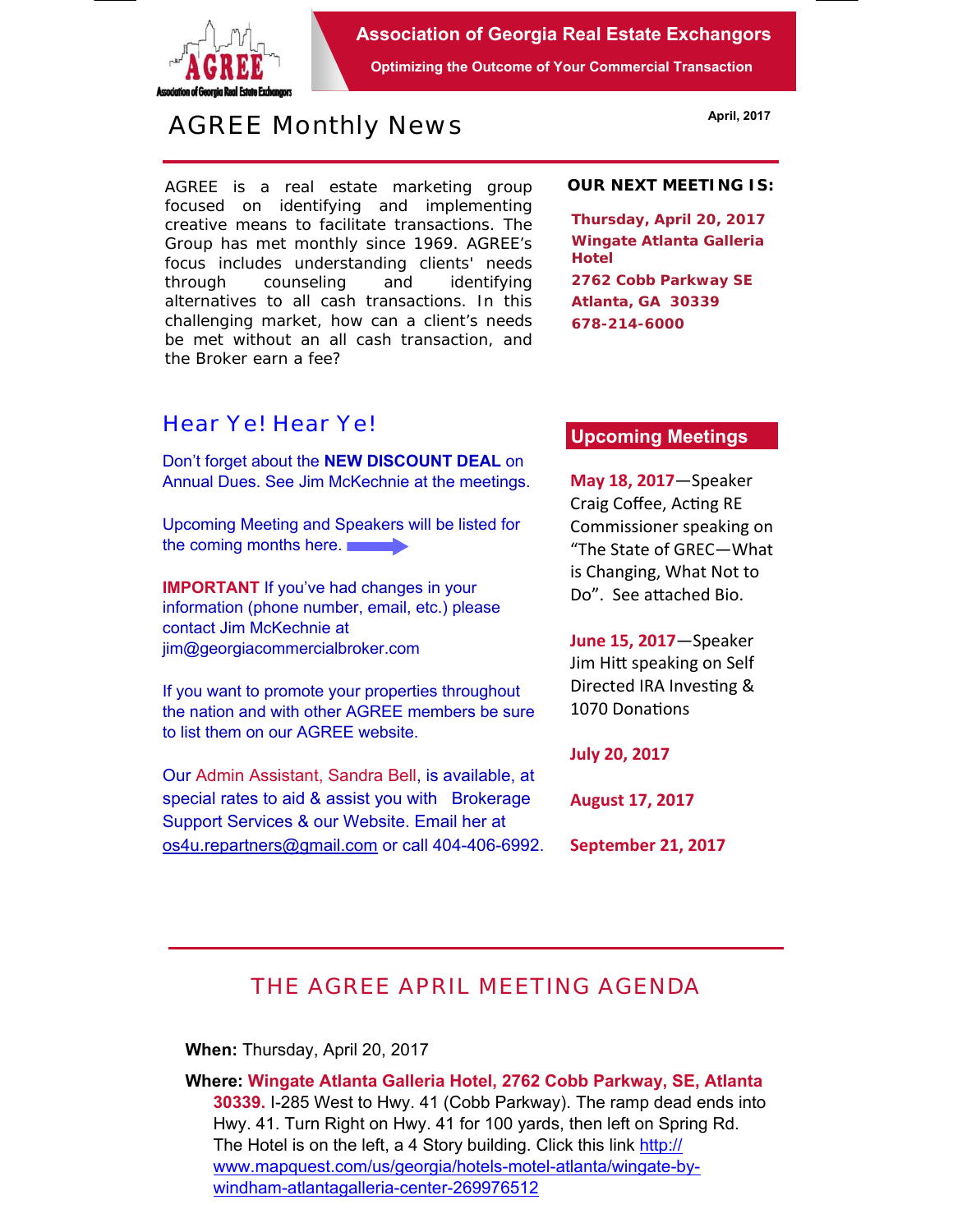# Association of Georgia Real Estate Exchangors

**Optimizing the Outcome of Your Commercial Transaction**

## AGREE Monthly News

April, 2017

AGREE is a real estate marketing group focused on identifying and implementing creative means to facilitate transactions. The Group has met monthly since 1969. AGREE's focus includes understanding clients' needs through counseling and identifying alternatives to all cash transactions. In this challenging market, how can a client's needs be met without an all cash transaction, and the Broker earn a fee?

**OUR NEXT MEETING IS:**

**Thursday, April 20, 2017**
**Wingate Atlanta Galleria Hotel**
**2762 Cobb Parkway SE**
**Atlanta, GA 30339**
**678-214-6000**

## Hear Ye! Hear Ye!

Don't forget about the **NEW DISCOUNT DEAL** on Annual Dues. See Jim McKechnie at the meetings.

Upcoming Meeting and Speakers will be listed for the coming months here.

**IMPORTANT** If you've had changes in your information (phone number, email, etc.) please contact Jim McKechnie at jim@georgiacommercialbroker.com

If you want to promote your properties throughout the nation and with other AGREE members be sure to list them on our AGREE website.

Our Admin Assistant, Sandra Bell, is available, at special rates to aid & assist you with Brokerage Support Services & our Website. Email her at os4u.repartners@gmail.com or call 404-406-6992.

## Upcoming Meetings

**May 18, 2017**—Speaker Craig Coffee, Acting RE Commissioner speaking on "The State of GREC—What is Changing, What Not to Do". See attached Bio.

**June 15, 2017**—Speaker Jim Hitt speaking on Self Directed IRA Investing & 1070 Donations

**July 20, 2017**

**August 17, 2017**

**September 21, 2017**

## THE AGREE APRIL MEETING AGENDA

**When:** Thursday, April 20, 2017

**Where:** **Wingate Atlanta Galleria Hotel, 2762 Cobb Parkway, SE, Atlanta 30339.** I-285 West to Hwy. 41 (Cobb Parkway). The ramp dead ends into Hwy. 41. Turn Right on Hwy. 41 for 100 yards, then left on Spring Rd. The Hotel is on the left, a 4 Story building. Click this link http://www.mapquest.com/us/georgia/hotels-motel-atlanta/wingate-by-windham-atlantagalleria-center-269976512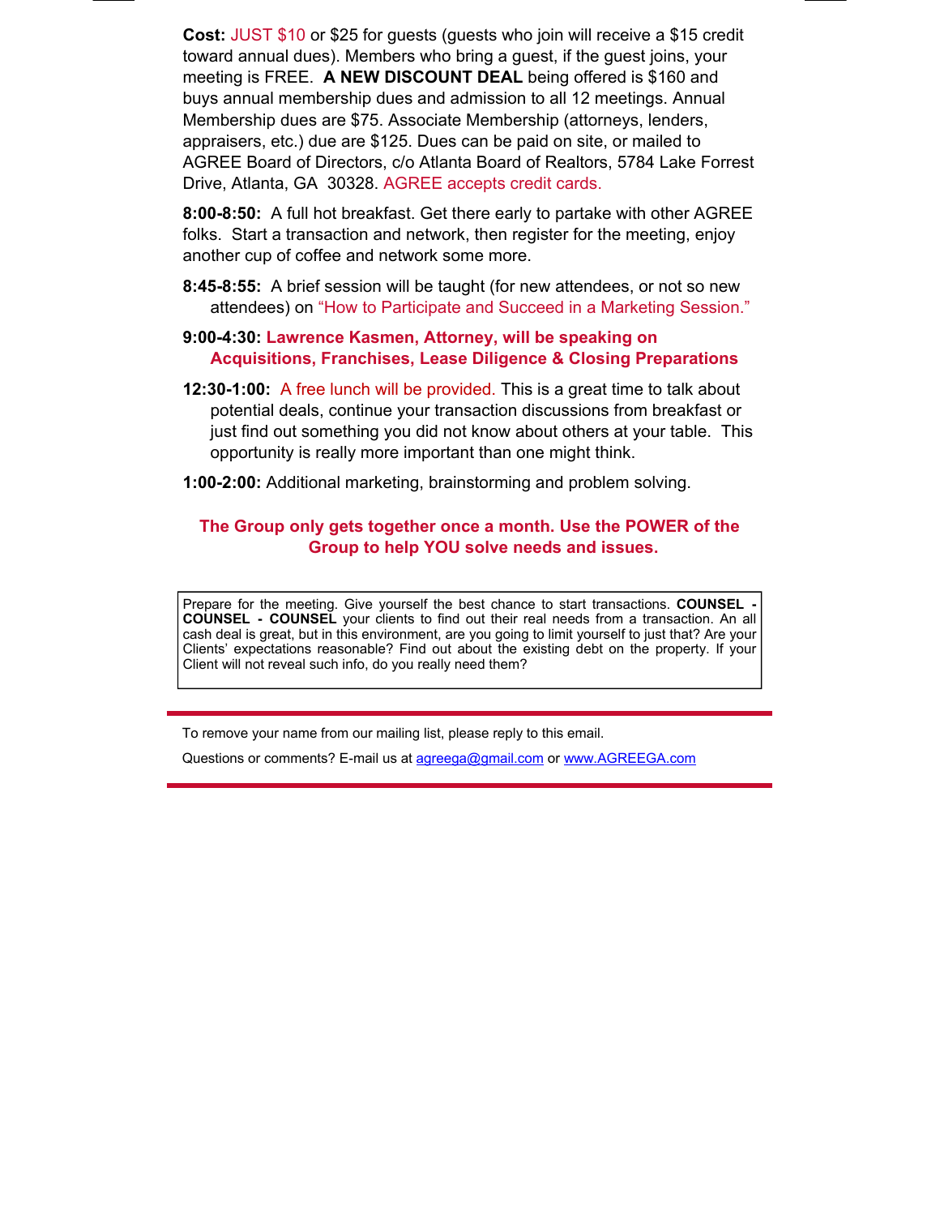**Cost:** JUST $10 or $25 for guests (guests who join will receive a $15 credit toward annual dues). Members who bring a guest, if the guest joins, your meeting is FREE. **A NEW DISCOUNT DEAL** being offered is $160 and buys annual membership dues and admission to all 12 meetings. Annual Membership dues are $75. Associate Membership (attorneys, lenders, appraisers, etc.) due are $125. Dues can be paid on site, or mailed to AGREE Board of Directors, c/o Atlanta Board of Realtors, 5784 Lake Forrest Drive, Atlanta, GA 30328. AGREE accepts credit cards.

**8:00-8:50:** A full hot breakfast. Get there early to partake with other AGREE folks. Start a transaction and network, then register for the meeting, enjoy another cup of coffee and network some more.

**8:45-8:55:** A brief session will be taught (for new attendees, or not so new attendees) on "How to Participate and Succeed in a Marketing Session."

**9:00-4:30:** **Lawrence Kasmen, Attorney, will be speaking on Acquisitions, Franchises, Lease Diligence & Closing Preparations**

**12:30-1:00:** A free lunch will be provided. This is a great time to talk about potential deals, continue your transaction discussions from breakfast or just find out something you did not know about others at your table. This opportunity is really more important than one might think.

**1:00-2:00:** Additional marketing, brainstorming and problem solving.

**The Group only gets together once a month. Use the POWER of the Group to help YOU solve needs and issues.**

Prepare for the meeting. Give yourself the best chance to start transactions. **COUNSEL - COUNSEL - COUNSEL** your clients to find out their real needs from a transaction. An all cash deal is great, but in this environment, are you going to limit yourself to just that? Are your Clients' expectations reasonable? Find out about the existing debt on the property. If your Client will not reveal such info, do you really need them?

---

To remove your name from our mailing list, please reply to this email.

Questions or comments? E-mail us at agreega@gmail.com or www.AGREEGA.com

---